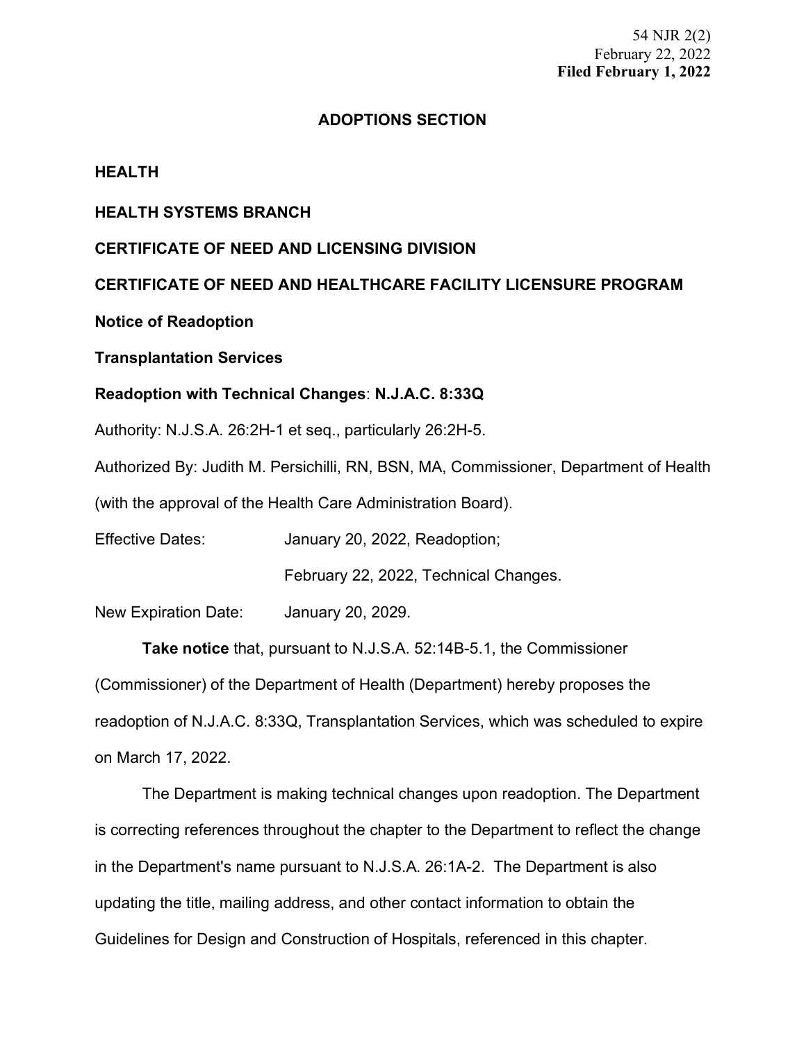54 NJR 2(2)
February 22, 2022
**Filed February 1, 2022**

## ADOPTIONS SECTION

**HEALTH**

**HEALTH SYSTEMS BRANCH**

**CERTIFICATE OF NEED AND LICENSING DIVISION**

**CERTIFICATE OF NEED AND HEALTHCARE FACILITY LICENSURE PROGRAM**

**Notice of Readoption**

**Transplantation Services**

**Readoption with Technical Changes**: **N.J.A.C. 8:33Q**

Authority: N.J.S.A. 26:2H-1 et seq., particularly 26:2H-5.

Authorized By: Judith M. Persichilli, RN, BSN, MA, Commissioner, Department of Health (with the approval of the Health Care Administration Board).

Effective Dates: January 20, 2022, Readoption;

February 22, 2022, Technical Changes.

New Expiration Date: January 20, 2029.

**Take notice** that, pursuant to N.J.S.A. 52:14B-5.1, the Commissioner (Commissioner) of the Department of Health (Department) hereby proposes the readoption of N.J.A.C. 8:33Q, Transplantation Services, which was scheduled to expire on March 17, 2022.

The Department is making technical changes upon readoption. The Department is correcting references throughout the chapter to the Department to reflect the change in the Department's name pursuant to N.J.S.A. 26:1A-2. The Department is also updating the title, mailing address, and other contact information to obtain the Guidelines for Design and Construction of Hospitals, referenced in this chapter.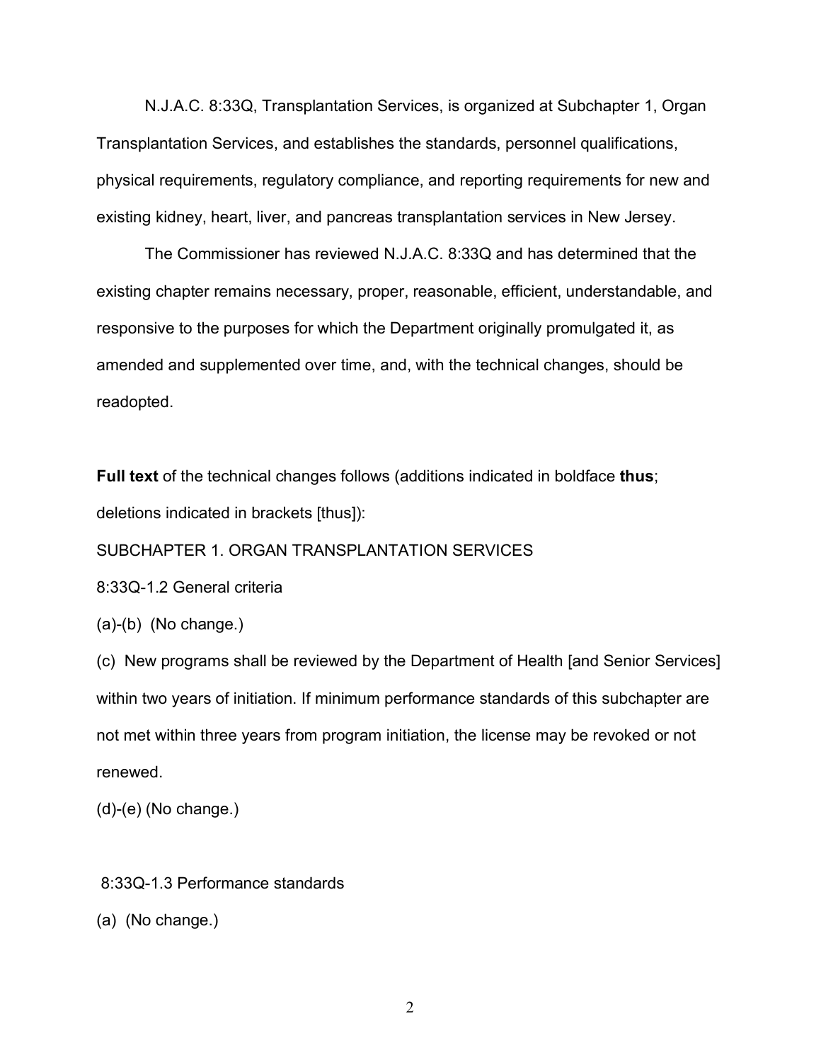N.J.A.C. 8:33Q, Transplantation Services, is organized at Subchapter 1, Organ Transplantation Services, and establishes the standards, personnel qualifications, physical requirements, regulatory compliance, and reporting requirements for new and existing kidney, heart, liver, and pancreas transplantation services in New Jersey.

The Commissioner has reviewed N.J.A.C. 8:33Q and has determined that the existing chapter remains necessary, proper, reasonable, efficient, understandable, and responsive to the purposes for which the Department originally promulgated it, as amended and supplemented over time, and, with the technical changes, should be readopted.

**Full text** of the technical changes follows (additions indicated in boldface **thus**; deletions indicated in brackets [thus]):

SUBCHAPTER 1. ORGAN TRANSPLANTATION SERVICES

8:33Q-1.2 General criteria

(a)-(b) (No change.)

(c) New programs shall be reviewed by the Department of Health [and Senior Services] within two years of initiation. If minimum performance standards of this subchapter are not met within three years from program initiation, the license may be revoked or not renewed.

(d)-(e) (No change.)

8:33Q-1.3 Performance standards

(a) (No change.)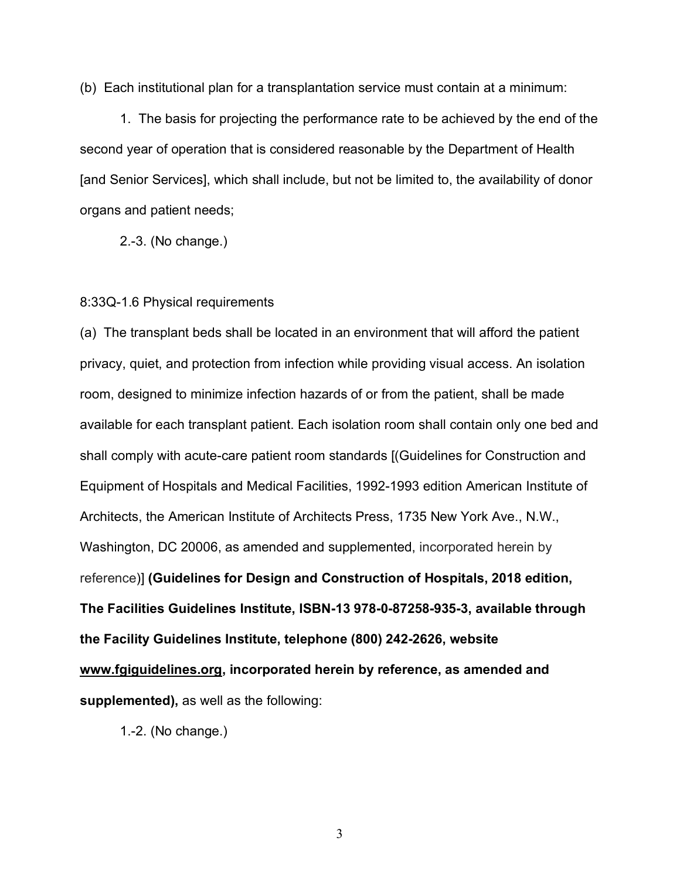(b) Each institutional plan for a transplantation service must contain at a minimum:

1. The basis for projecting the performance rate to be achieved by the end of the second year of operation that is considered reasonable by the Department of Health [and Senior Services], which shall include, but not be limited to, the availability of donor organs and patient needs;

2.-3. (No change.)

8:33Q-1.6 Physical requirements

(a) The transplant beds shall be located in an environment that will afford the patient privacy, quiet, and protection from infection while providing visual access. An isolation room, designed to minimize infection hazards of or from the patient, shall be made available for each transplant patient. Each isolation room shall contain only one bed and shall comply with acute-care patient room standards [(Guidelines for Construction and Equipment of Hospitals and Medical Facilities, 1992-1993 edition American Institute of Architects, the American Institute of Architects Press, 1735 New York Ave., N.W., Washington, DC 20006, as amended and supplemented, incorporated herein by reference)] **(Guidelines for Design and Construction of Hospitals, 2018 edition, The Facilities Guidelines Institute, ISBN-13 978-0-87258-935-3, available through the Facility Guidelines Institute, telephone (800) 242-2626, website www.fgiguidelines.org, incorporated herein by reference, as amended and supplemented),** as well as the following:

1.-2. (No change.)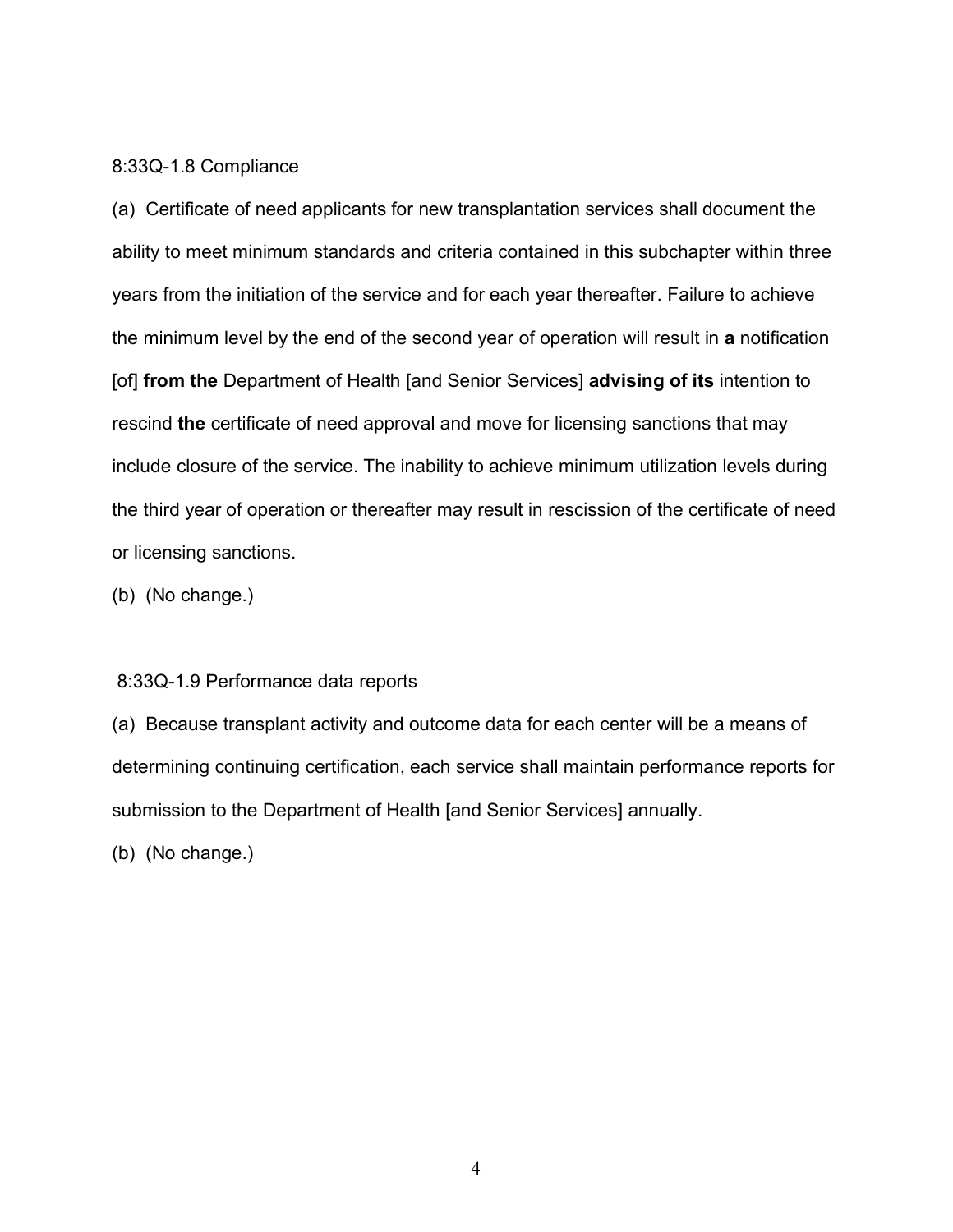8:33Q-1.8 Compliance

(a) Certificate of need applicants for new transplantation services shall document the ability to meet minimum standards and criteria contained in this subchapter within three years from the initiation of the service and for each year thereafter. Failure to achieve the minimum level by the end of the second year of operation will result in **a** notification [of] **from the** Department of Health [and Senior Services] **advising of its** intention to rescind **the** certificate of need approval and move for licensing sanctions that may include closure of the service. The inability to achieve minimum utilization levels during the third year of operation or thereafter may result in rescission of the certificate of need or licensing sanctions.

(b) (No change.)

8:33Q-1.9 Performance data reports

(a) Because transplant activity and outcome data for each center will be a means of determining continuing certification, each service shall maintain performance reports for submission to the Department of Health [and Senior Services] annually.

(b) (No change.)